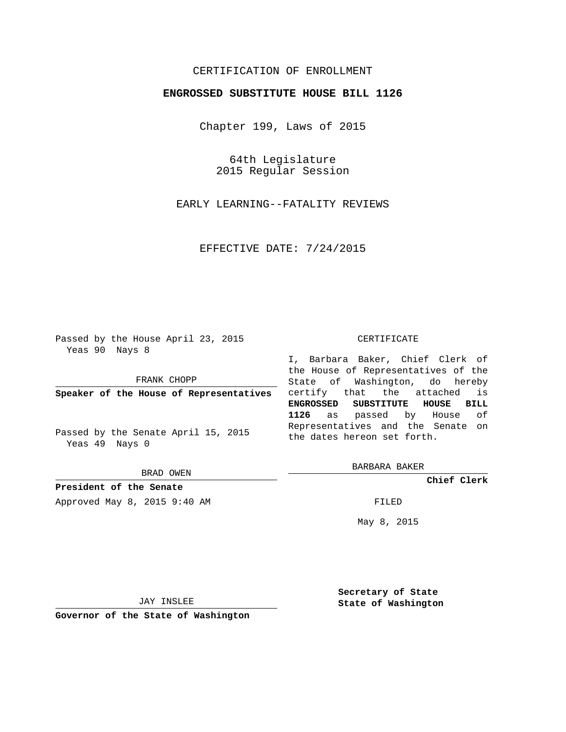CERTIFICATION OF ENROLLMENT

**ENGROSSED SUBSTITUTE HOUSE BILL 1126**

Chapter 199, Laws of 2015

64th Legislature
2015 Regular Session

EARLY LEARNING--FATALITY REVIEWS

EFFECTIVE DATE: 7/24/2015

Passed by the House April 23, 2015
Yeas 90 Nays 8

FRANK CHOPP

**Speaker of the House of Representatives**

Passed by the Senate April 15, 2015
Yeas 49 Nays 0

BRAD OWEN

**President of the Senate**

Approved May 8, 2015 9:40 AM

JAY INSLEE

**Governor of the State of Washington**

CERTIFICATE

I, Barbara Baker, Chief Clerk of the House of Representatives of the State of Washington, do hereby certify that the attached is **ENGROSSED SUBSTITUTE HOUSE BILL 1126** as passed by House of Representatives and the Senate on the dates hereon set forth.

BARBARA BAKER

**Chief Clerk**

FILED

May 8, 2015

**Secretary of State**
**State of Washington**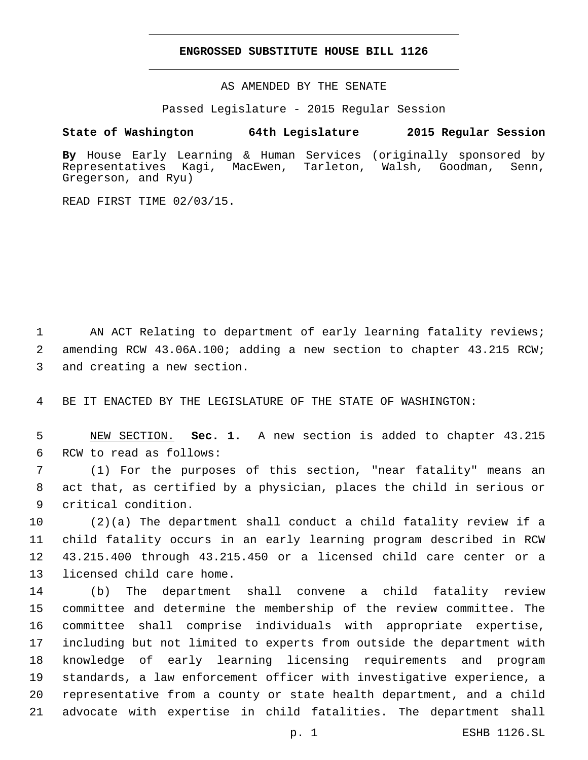**ENGROSSED SUBSTITUTE HOUSE BILL 1126**

AS AMENDED BY THE SENATE

Passed Legislature - 2015 Regular Session

**State of Washington 64th Legislature 2015 Regular Session**

**By** House Early Learning & Human Services (originally sponsored by Representatives Kagi, MacEwen, Tarleton, Walsh, Goodman, Senn, Gregerson, and Ryu)

READ FIRST TIME 02/03/15.

AN ACT Relating to department of early learning fatality reviews; amending RCW 43.06A.100; adding a new section to chapter 43.215 RCW; and creating a new section.

BE IT ENACTED BY THE LEGISLATURE OF THE STATE OF WASHINGTON:

NEW SECTION. **Sec. 1.** A new section is added to chapter 43.215 RCW to read as follows:

(1) For the purposes of this section, "near fatality" means an act that, as certified by a physician, places the child in serious or critical condition.

(2)(a) The department shall conduct a child fatality review if a child fatality occurs in an early learning program described in RCW 43.215.400 through 43.215.450 or a licensed child care center or a licensed child care home.

(b) The department shall convene a child fatality review committee and determine the membership of the review committee. The committee shall comprise individuals with appropriate expertise, including but not limited to experts from outside the department with knowledge of early learning licensing requirements and program standards, a law enforcement officer with investigative experience, a representative from a county or state health department, and a child advocate with expertise in child fatalities. The department shall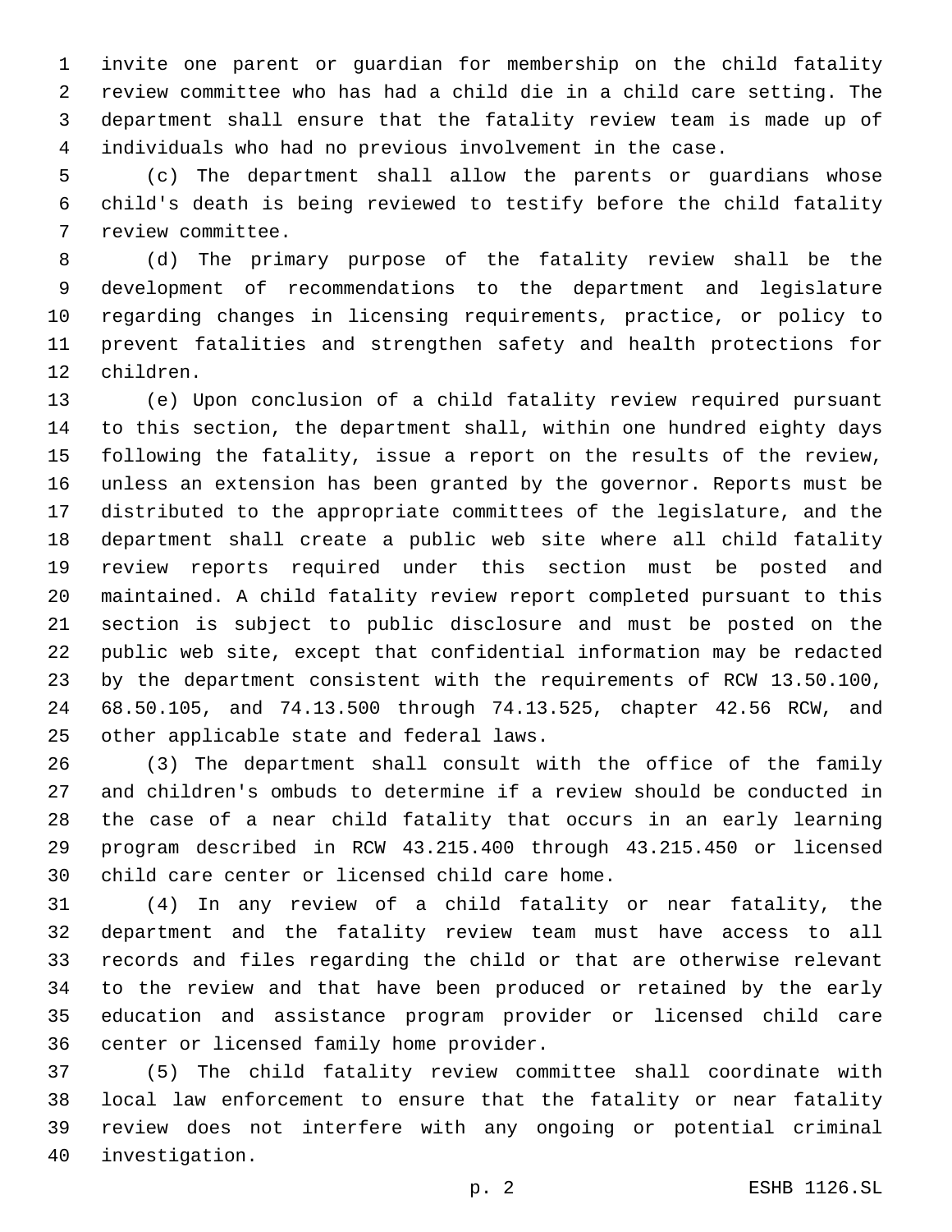invite one parent or guardian for membership on the child fatality review committee who has had a child die in a child care setting. The department shall ensure that the fatality review team is made up of individuals who had no previous involvement in the case.

(c) The department shall allow the parents or guardians whose child's death is being reviewed to testify before the child fatality review committee.

(d) The primary purpose of the fatality review shall be the development of recommendations to the department and legislature regarding changes in licensing requirements, practice, or policy to prevent fatalities and strengthen safety and health protections for children.

(e) Upon conclusion of a child fatality review required pursuant to this section, the department shall, within one hundred eighty days following the fatality, issue a report on the results of the review, unless an extension has been granted by the governor. Reports must be distributed to the appropriate committees of the legislature, and the department shall create a public web site where all child fatality review reports required under this section must be posted and maintained. A child fatality review report completed pursuant to this section is subject to public disclosure and must be posted on the public web site, except that confidential information may be redacted by the department consistent with the requirements of RCW 13.50.100, 68.50.105, and 74.13.500 through 74.13.525, chapter 42.56 RCW, and other applicable state and federal laws.

(3) The department shall consult with the office of the family and children's ombuds to determine if a review should be conducted in the case of a near child fatality that occurs in an early learning program described in RCW 43.215.400 through 43.215.450 or licensed child care center or licensed child care home.

(4) In any review of a child fatality or near fatality, the department and the fatality review team must have access to all records and files regarding the child or that are otherwise relevant to the review and that have been produced or retained by the early education and assistance program provider or licensed child care center or licensed family home provider.

(5) The child fatality review committee shall coordinate with local law enforcement to ensure that the fatality or near fatality review does not interfere with any ongoing or potential criminal investigation.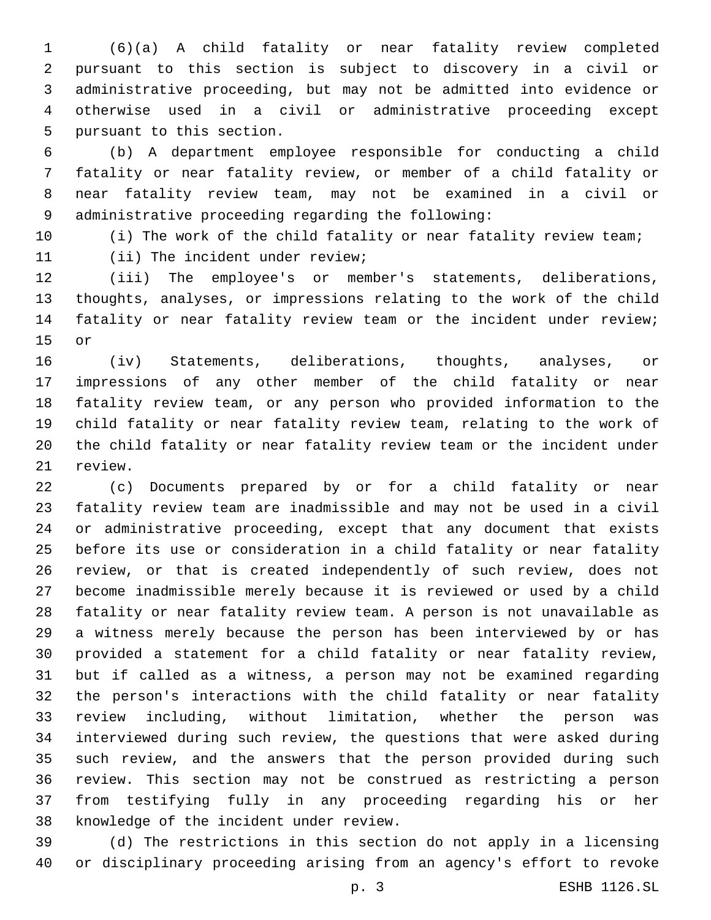(6)(a) A child fatality or near fatality review completed pursuant to this section is subject to discovery in a civil or administrative proceeding, but may not be admitted into evidence or otherwise used in a civil or administrative proceeding except pursuant to this section.

(b) A department employee responsible for conducting a child fatality or near fatality review, or member of a child fatality or near fatality review team, may not be examined in a civil or administrative proceeding regarding the following:

(i) The work of the child fatality or near fatality review team;

(ii) The incident under review;

(iii) The employee's or member's statements, deliberations, thoughts, analyses, or impressions relating to the work of the child fatality or near fatality review team or the incident under review; or

(iv) Statements, deliberations, thoughts, analyses, or impressions of any other member of the child fatality or near fatality review team, or any person who provided information to the child fatality or near fatality review team, relating to the work of the child fatality or near fatality review team or the incident under review.

(c) Documents prepared by or for a child fatality or near fatality review team are inadmissible and may not be used in a civil or administrative proceeding, except that any document that exists before its use or consideration in a child fatality or near fatality review, or that is created independently of such review, does not become inadmissible merely because it is reviewed or used by a child fatality or near fatality review team. A person is not unavailable as a witness merely because the person has been interviewed by or has provided a statement for a child fatality or near fatality review, but if called as a witness, a person may not be examined regarding the person's interactions with the child fatality or near fatality review including, without limitation, whether the person was interviewed during such review, the questions that were asked during such review, and the answers that the person provided during such review. This section may not be construed as restricting a person from testifying fully in any proceeding regarding his or her knowledge of the incident under review.

(d) The restrictions in this section do not apply in a licensing or disciplinary proceeding arising from an agency's effort to revoke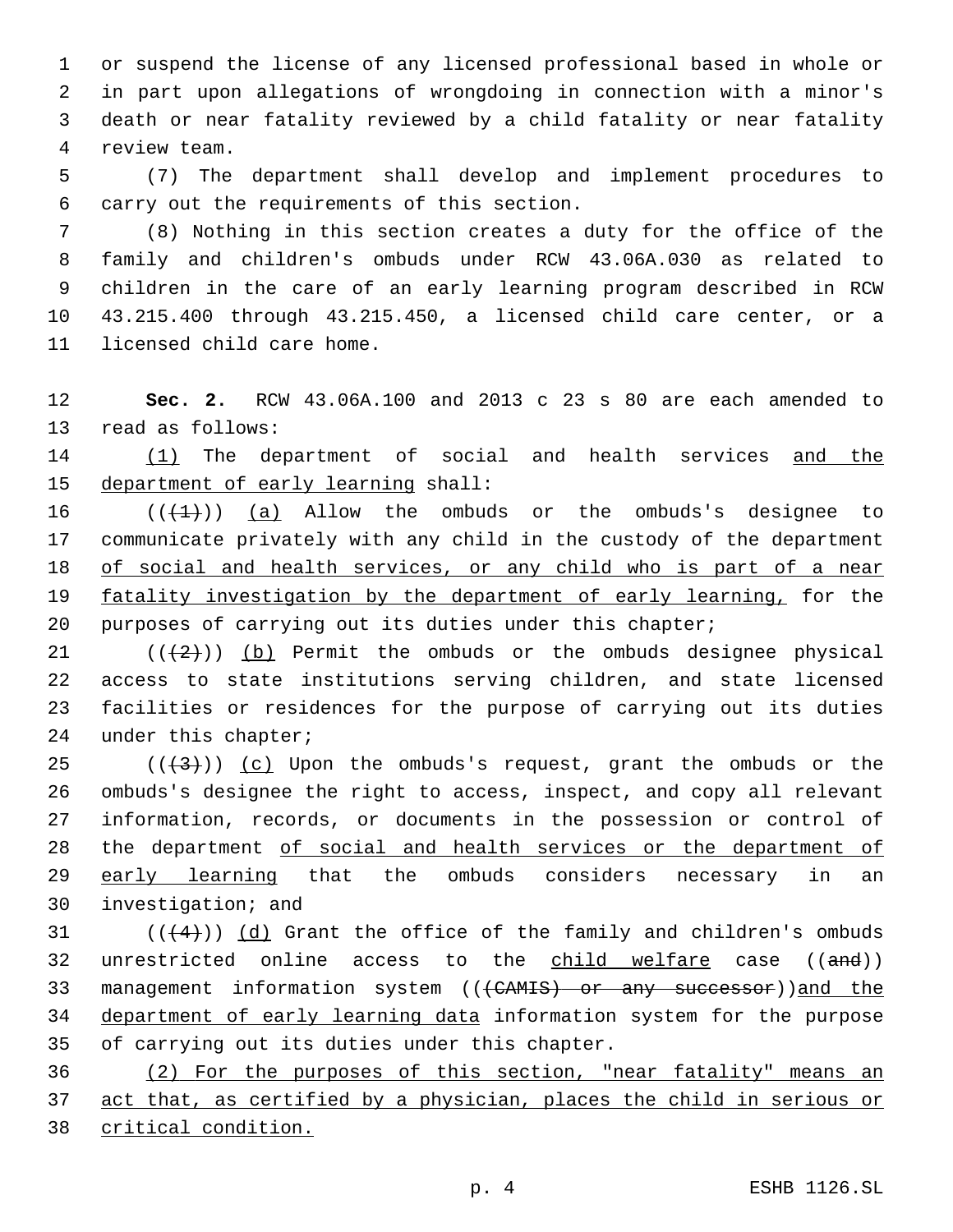or suspend the license of any licensed professional based in whole or in part upon allegations of wrongdoing in connection with a minor's death or near fatality reviewed by a child fatality or near fatality review team.

(7) The department shall develop and implement procedures to carry out the requirements of this section.

(8) Nothing in this section creates a duty for the office of the family and children's ombuds under RCW 43.06A.030 as related to children in the care of an early learning program described in RCW 43.215.400 through 43.215.450, a licensed child care center, or a licensed child care home.

**Sec. 2.** RCW 43.06A.100 and 2013 c 23 s 80 are each amended to read as follows:

(1) The department of social and health services and the department of early learning shall:

(((1))) (a) Allow the ombuds or the ombuds's designee to communicate privately with any child in the custody of the department of social and health services, or any child who is part of a near fatality investigation by the department of early learning, for the purposes of carrying out its duties under this chapter;

(((2))) (b) Permit the ombuds or the ombuds designee physical access to state institutions serving children, and state licensed facilities or residences for the purpose of carrying out its duties under this chapter;

(((3))) (c) Upon the ombuds's request, grant the ombuds or the ombuds's designee the right to access, inspect, and copy all relevant information, records, or documents in the possession or control of the department of social and health services or the department of early learning that the ombuds considers necessary in an investigation; and

(((4))) (d) Grant the office of the family and children's ombuds unrestricted online access to the child welfare case ((and)) management information system (((CAMIS) or any successor))and the department of early learning data information system for the purpose of carrying out its duties under this chapter.

(2) For the purposes of this section, "near fatality" means an act that, as certified by a physician, places the child in serious or critical condition.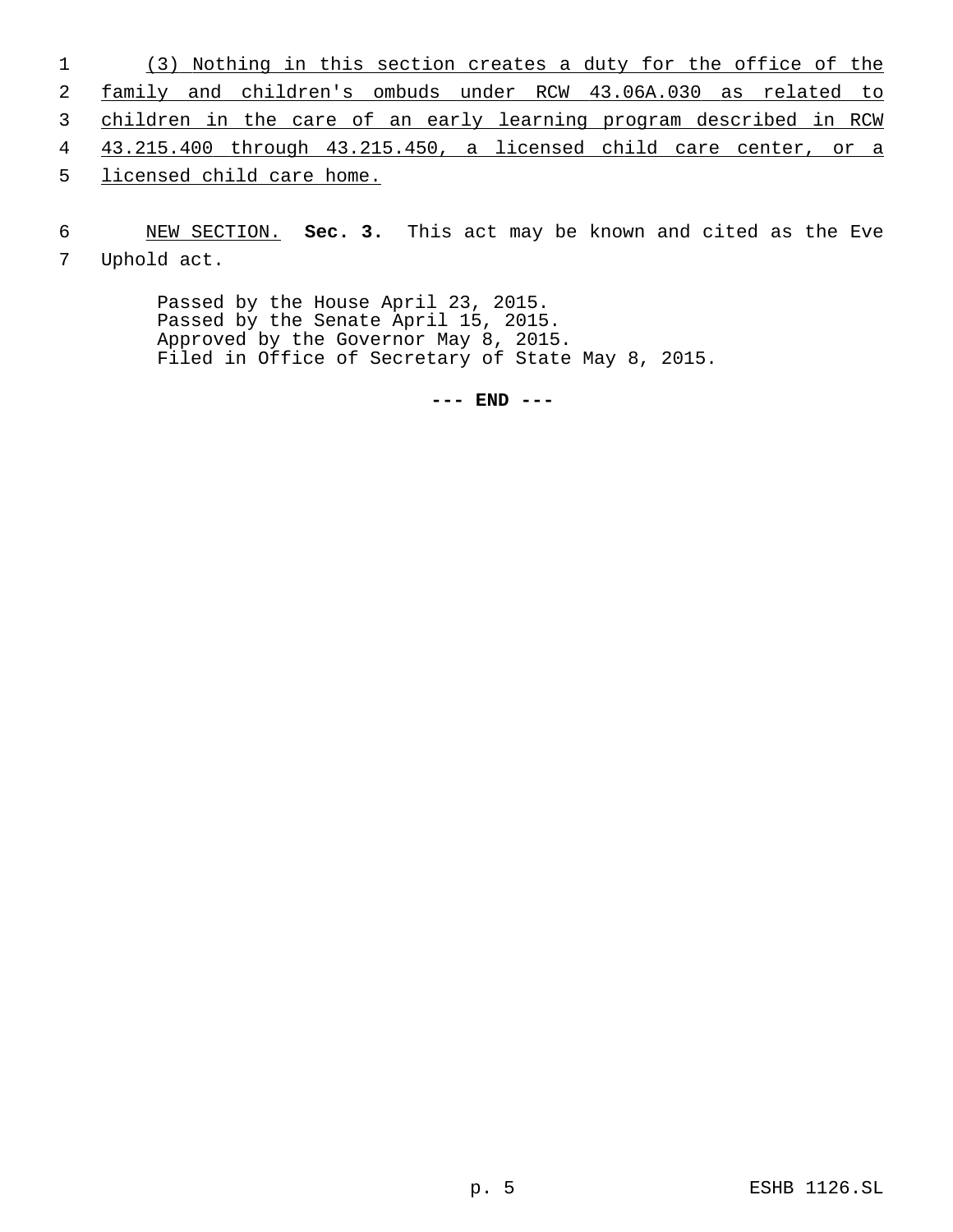(3) Nothing in this section creates a duty for the office of the family and children's ombuds under RCW 43.06A.030 as related to children in the care of an early learning program described in RCW 43.215.400 through 43.215.450, a licensed child care center, or a licensed child care home.

NEW SECTION. **Sec. 3.** This act may be known and cited as the Eve Uphold act.

Passed by the House April 23, 2015.
Passed by the Senate April 15, 2015.
Approved by the Governor May 8, 2015.
Filed in Office of Secretary of State May 8, 2015.

**--- END ---**